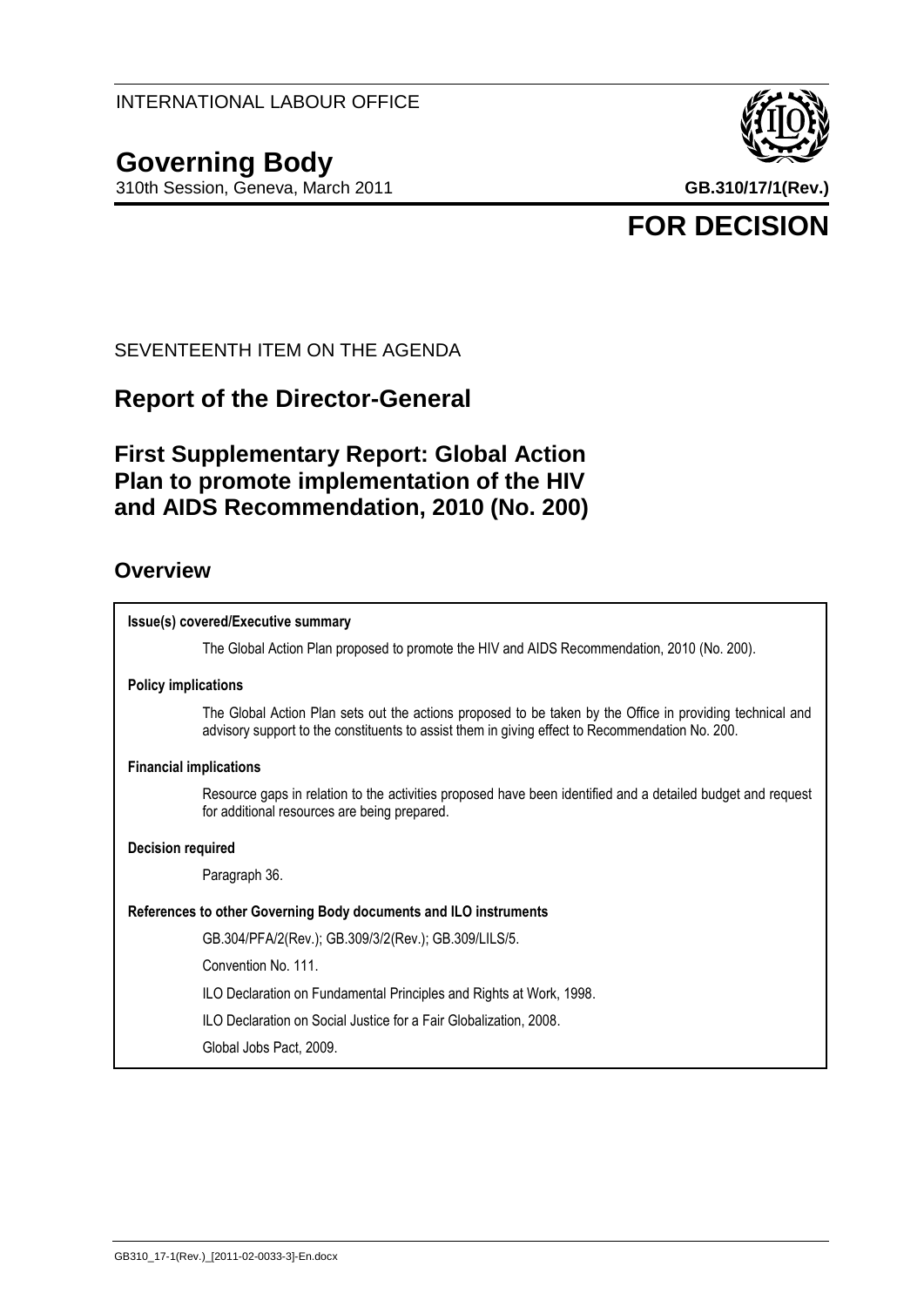INTERNATIONAL LABOUR OFFICE

# Governing Body

310th Session, Geneva, March 2011

**GB.310/17/1(Rev.)**

**FOR DECISION**

SEVENTEENTH ITEM ON THE AGENDA

## Report of the Director-General

## First Supplementary Report: Global Action Plan to promote implementation of the HIV and AIDS Recommendation, 2010 (No. 200)

## Overview

**Issue(s) covered/Executive summary**

The Global Action Plan proposed to promote the HIV and AIDS Recommendation, 2010 (No. 200).

**Policy implications**

The Global Action Plan sets out the actions proposed to be taken by the Office in providing technical and advisory support to the constituents to assist them in giving effect to Recommendation No. 200.

**Financial implications**

Resource gaps in relation to the activities proposed have been identified and a detailed budget and request for additional resources are being prepared.

**Decision required**

Paragraph 36.

**References to other Governing Body documents and ILO instruments**

GB.304/PFA/2(Rev.); GB.309/3/2(Rev.); GB.309/LILS/5.

Convention No. 111.

ILO Declaration on Fundamental Principles and Rights at Work, 1998.

ILO Declaration on Social Justice for a Fair Globalization, 2008.

Global Jobs Pact, 2009.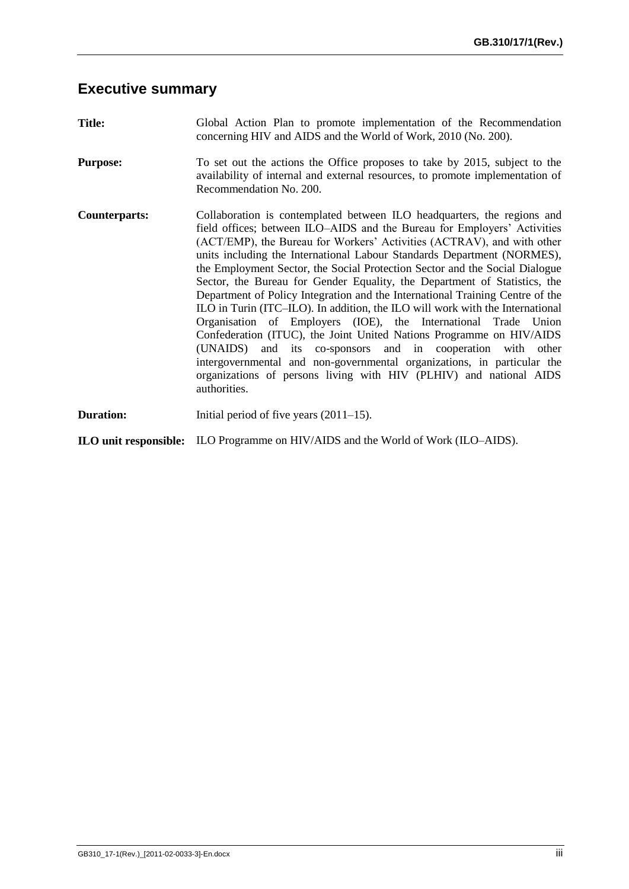## Executive summary

**Title:** Global Action Plan to promote implementation of the Recommendation concerning HIV and AIDS and the World of Work, 2010 (No. 200).

**Purpose:** To set out the actions the Office proposes to take by 2015, subject to the availability of internal and external resources, to promote implementation of Recommendation No. 200.

**Counterparts:** Collaboration is contemplated between ILO headquarters, the regions and field offices; between ILO–AIDS and the Bureau for Employers' Activities (ACT/EMP), the Bureau for Workers' Activities (ACTRAV), and with other units including the International Labour Standards Department (NORMES), the Employment Sector, the Social Protection Sector and the Social Dialogue Sector, the Bureau for Gender Equality, the Department of Statistics, the Department of Policy Integration and the International Training Centre of the ILO in Turin (ITC–ILO). In addition, the ILO will work with the International Organisation of Employers (IOE), the International Trade Union Confederation (ITUC), the Joint United Nations Programme on HIV/AIDS (UNAIDS) and its co-sponsors and in cooperation with other intergovernmental and non-governmental organizations, in particular the organizations of persons living with HIV (PLHIV) and national AIDS authorities.

**Duration:** Initial period of five years (2011–15).

**ILO unit responsible:** ILO Programme on HIV/AIDS and the World of Work (ILO–AIDS).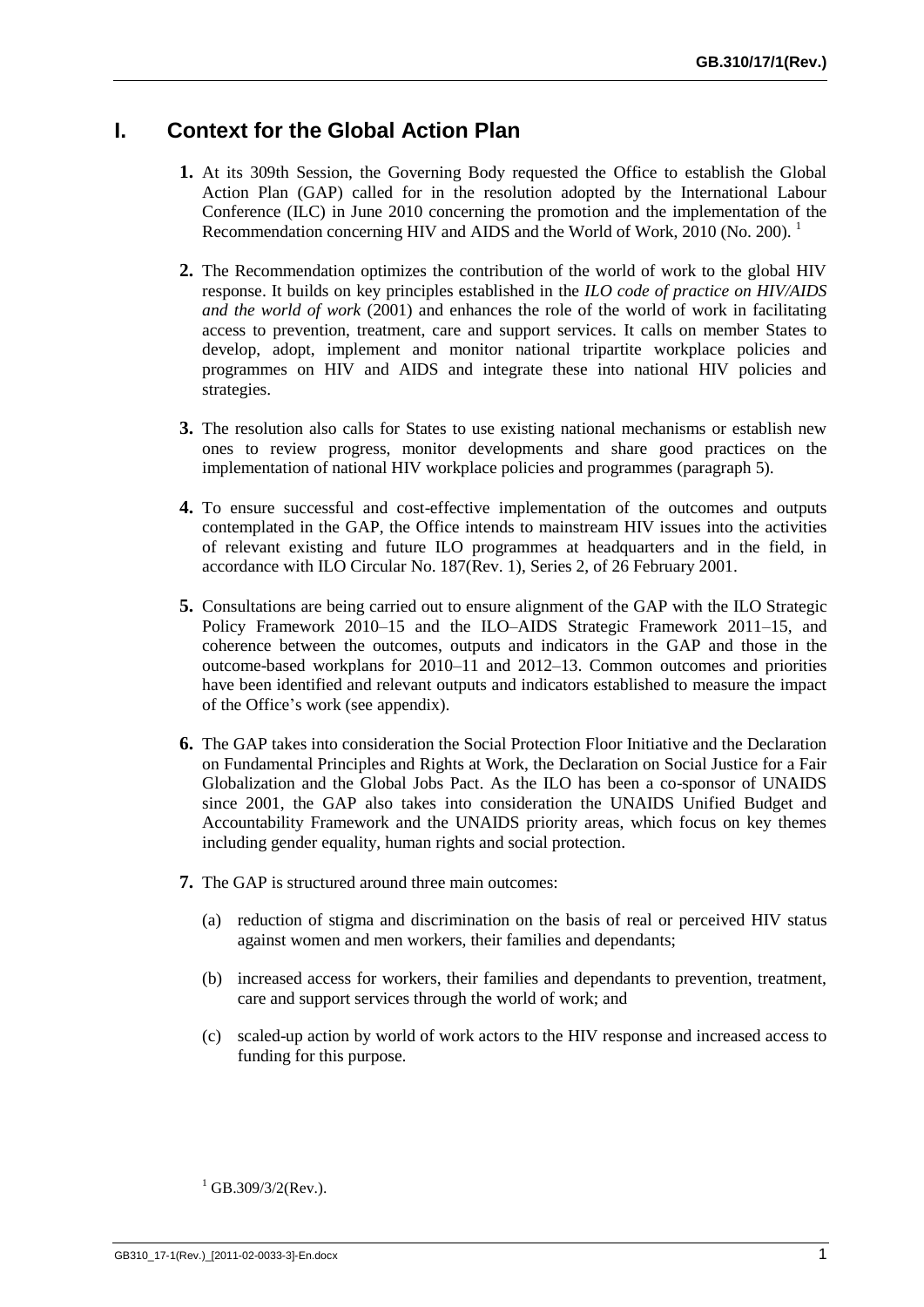## I. Context for the Global Action Plan

**1.** At its 309th Session, the Governing Body requested the Office to establish the Global Action Plan (GAP) called for in the resolution adopted by the International Labour Conference (ILC) in June 2010 concerning the promotion and the implementation of the Recommendation concerning HIV and AIDS and the World of Work, 2010 (No. 200). [1]

**2.** The Recommendation optimizes the contribution of the world of work to the global HIV response. It builds on key principles established in the *ILO code of practice on HIV/AIDS and the world of work* (2001) and enhances the role of the world of work in facilitating access to prevention, treatment, care and support services. It calls on member States to develop, adopt, implement and monitor national tripartite workplace policies and programmes on HIV and AIDS and integrate these into national HIV policies and strategies.

**3.** The resolution also calls for States to use existing national mechanisms or establish new ones to review progress, monitor developments and share good practices on the implementation of national HIV workplace policies and programmes (paragraph 5).

**4.** To ensure successful and cost-effective implementation of the outcomes and outputs contemplated in the GAP, the Office intends to mainstream HIV issues into the activities of relevant existing and future ILO programmes at headquarters and in the field, in accordance with ILO Circular No. 187(Rev. 1), Series 2, of 26 February 2001.

**5.** Consultations are being carried out to ensure alignment of the GAP with the ILO Strategic Policy Framework 2010–15 and the ILO–AIDS Strategic Framework 2011–15, and coherence between the outcomes, outputs and indicators in the GAP and those in the outcome-based workplans for 2010–11 and 2012–13. Common outcomes and priorities have been identified and relevant outputs and indicators established to measure the impact of the Office's work (see appendix).

**6.** The GAP takes into consideration the Social Protection Floor Initiative and the Declaration on Fundamental Principles and Rights at Work, the Declaration on Social Justice for a Fair Globalization and the Global Jobs Pact. As the ILO has been a co-sponsor of UNAIDS since 2001, the GAP also takes into consideration the UNAIDS Unified Budget and Accountability Framework and the UNAIDS priority areas, which focus on key themes including gender equality, human rights and social protection.

**7.** The GAP is structured around three main outcomes:

(a) reduction of stigma and discrimination on the basis of real or perceived HIV status against women and men workers, their families and dependants;

(b) increased access for workers, their families and dependants to prevention, treatment, care and support services through the world of work; and

(c) scaled-up action by world of work actors to the HIV response and increased access to funding for this purpose.

[1] GB.309/3/2(Rev.).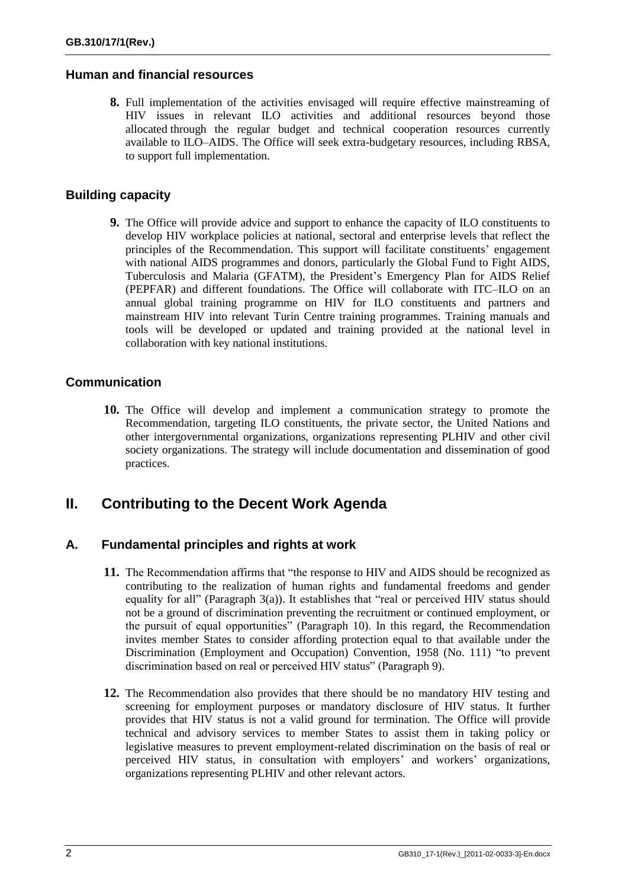## Human and financial resources

**8.** Full implementation of the activities envisaged will require effective mainstreaming of HIV issues in relevant ILO activities and additional resources beyond those allocated through the regular budget and technical cooperation resources currently available to ILO–AIDS. The Office will seek extra-budgetary resources, including RBSA, to support full implementation.

## Building capacity

**9.** The Office will provide advice and support to enhance the capacity of ILO constituents to develop HIV workplace policies at national, sectoral and enterprise levels that reflect the principles of the Recommendation. This support will facilitate constituents' engagement with national AIDS programmes and donors, particularly the Global Fund to Fight AIDS, Tuberculosis and Malaria (GFATM), the President's Emergency Plan for AIDS Relief (PEPFAR) and different foundations. The Office will collaborate with ITC–ILO on an annual global training programme on HIV for ILO constituents and partners and mainstream HIV into relevant Turin Centre training programmes. Training manuals and tools will be developed or updated and training provided at the national level in collaboration with key national institutions.

## Communication

**10.** The Office will develop and implement a communication strategy to promote the Recommendation, targeting ILO constituents, the private sector, the United Nations and other intergovernmental organizations, organizations representing PLHIV and other civil society organizations. The strategy will include documentation and dissemination of good practices.

# II. Contributing to the Decent Work Agenda

## A. Fundamental principles and rights at work

**11.** The Recommendation affirms that "the response to HIV and AIDS should be recognized as contributing to the realization of human rights and fundamental freedoms and gender equality for all" (Paragraph 3(a)). It establishes that "real or perceived HIV status should not be a ground of discrimination preventing the recruitment or continued employment, or the pursuit of equal opportunities" (Paragraph 10). In this regard, the Recommendation invites member States to consider affording protection equal to that available under the Discrimination (Employment and Occupation) Convention, 1958 (No. 111) "to prevent discrimination based on real or perceived HIV status" (Paragraph 9).

**12.** The Recommendation also provides that there should be no mandatory HIV testing and screening for employment purposes or mandatory disclosure of HIV status. It further provides that HIV status is not a valid ground for termination. The Office will provide technical and advisory services to member States to assist them in taking policy or legislative measures to prevent employment-related discrimination on the basis of real or perceived HIV status, in consultation with employers' and workers' organizations, organizations representing PLHIV and other relevant actors.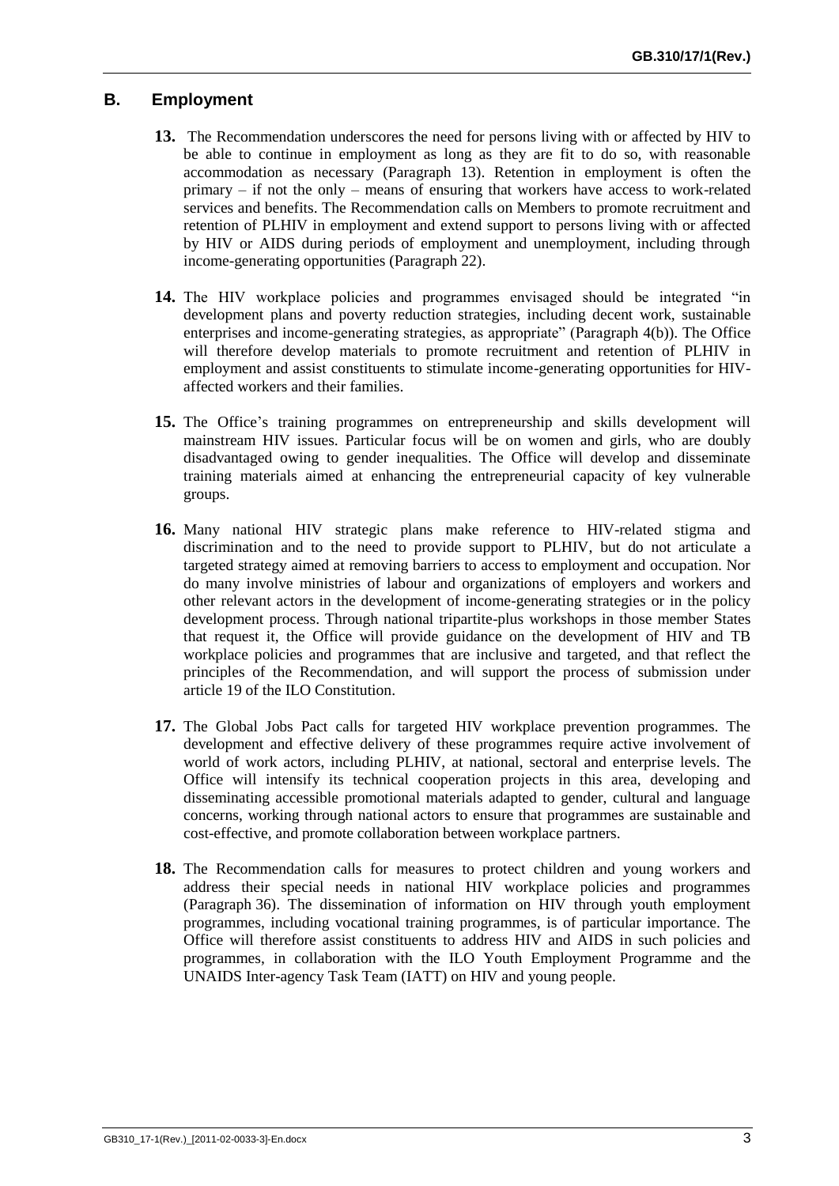## B. Employment

**13.** The Recommendation underscores the need for persons living with or affected by HIV to be able to continue in employment as long as they are fit to do so, with reasonable accommodation as necessary (Paragraph 13). Retention in employment is often the primary – if not the only – means of ensuring that workers have access to work-related services and benefits. The Recommendation calls on Members to promote recruitment and retention of PLHIV in employment and extend support to persons living with or affected by HIV or AIDS during periods of employment and unemployment, including through income-generating opportunities (Paragraph 22).

**14.** The HIV workplace policies and programmes envisaged should be integrated "in development plans and poverty reduction strategies, including decent work, sustainable enterprises and income-generating strategies, as appropriate" (Paragraph 4(b)). The Office will therefore develop materials to promote recruitment and retention of PLHIV in employment and assist constituents to stimulate income-generating opportunities for HIV-affected workers and their families.

**15.** The Office's training programmes on entrepreneurship and skills development will mainstream HIV issues. Particular focus will be on women and girls, who are doubly disadvantaged owing to gender inequalities. The Office will develop and disseminate training materials aimed at enhancing the entrepreneurial capacity of key vulnerable groups.

**16.** Many national HIV strategic plans make reference to HIV-related stigma and discrimination and to the need to provide support to PLHIV, but do not articulate a targeted strategy aimed at removing barriers to access to employment and occupation. Nor do many involve ministries of labour and organizations of employers and workers and other relevant actors in the development of income-generating strategies or in the policy development process. Through national tripartite-plus workshops in those member States that request it, the Office will provide guidance on the development of HIV and TB workplace policies and programmes that are inclusive and targeted, and that reflect the principles of the Recommendation, and will support the process of submission under article 19 of the ILO Constitution.

**17.** The Global Jobs Pact calls for targeted HIV workplace prevention programmes. The development and effective delivery of these programmes require active involvement of world of work actors, including PLHIV, at national, sectoral and enterprise levels. The Office will intensify its technical cooperation projects in this area, developing and disseminating accessible promotional materials adapted to gender, cultural and language concerns, working through national actors to ensure that programmes are sustainable and cost-effective, and promote collaboration between workplace partners.

**18.** The Recommendation calls for measures to protect children and young workers and address their special needs in national HIV workplace policies and programmes (Paragraph 36). The dissemination of information on HIV through youth employment programmes, including vocational training programmes, is of particular importance. The Office will therefore assist constituents to address HIV and AIDS in such policies and programmes, in collaboration with the ILO Youth Employment Programme and the UNAIDS Inter-agency Task Team (IATT) on HIV and young people.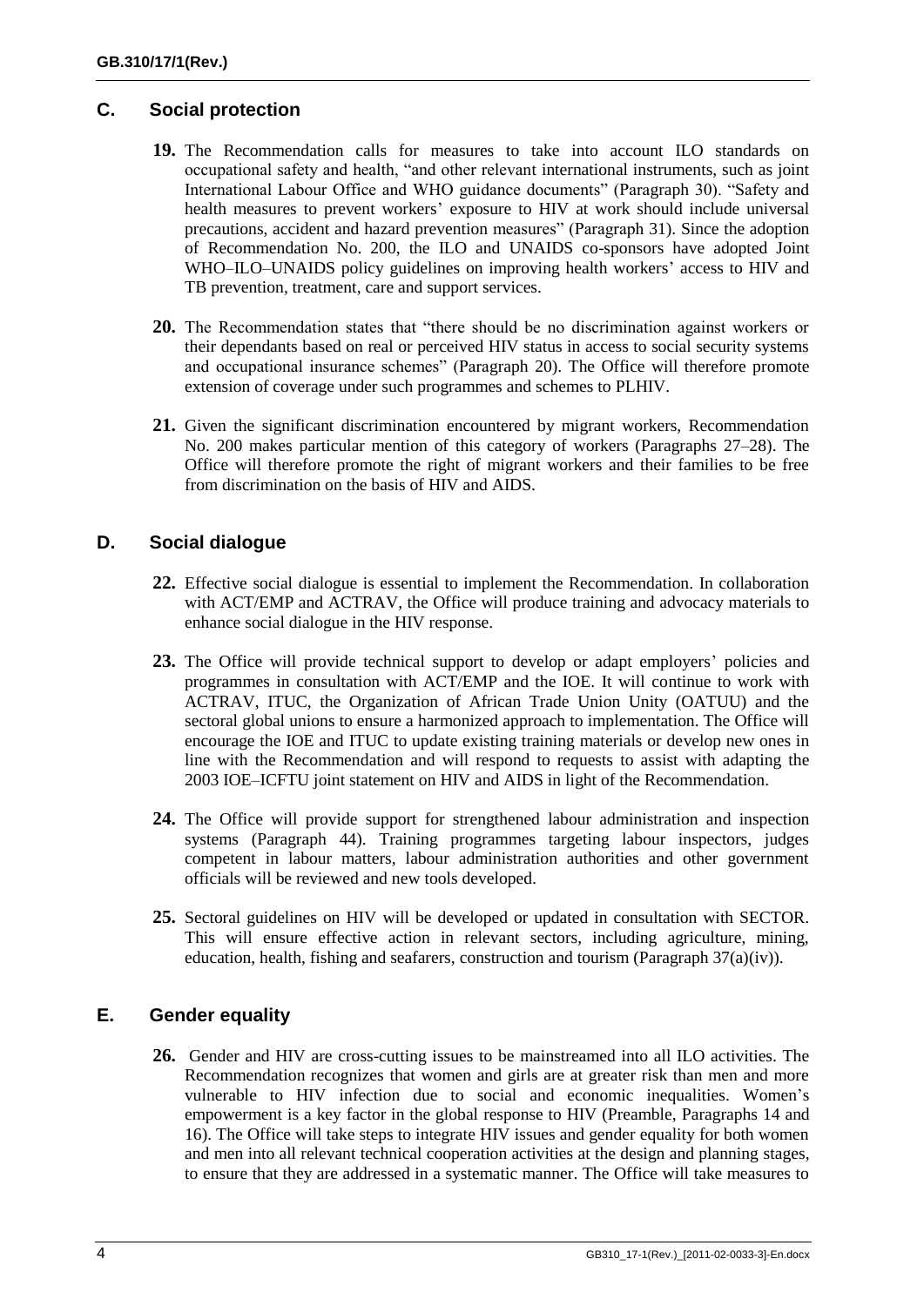## C. Social protection

**19.** The Recommendation calls for measures to take into account ILO standards on occupational safety and health, "and other relevant international instruments, such as joint International Labour Office and WHO guidance documents" (Paragraph 30). "Safety and health measures to prevent workers' exposure to HIV at work should include universal precautions, accident and hazard prevention measures" (Paragraph 31). Since the adoption of Recommendation No. 200, the ILO and UNAIDS co-sponsors have adopted Joint WHO–ILO–UNAIDS policy guidelines on improving health workers' access to HIV and TB prevention, treatment, care and support services.

**20.** The Recommendation states that "there should be no discrimination against workers or their dependants based on real or perceived HIV status in access to social security systems and occupational insurance schemes" (Paragraph 20). The Office will therefore promote extension of coverage under such programmes and schemes to PLHIV.

**21.** Given the significant discrimination encountered by migrant workers, Recommendation No. 200 makes particular mention of this category of workers (Paragraphs 27–28). The Office will therefore promote the right of migrant workers and their families to be free from discrimination on the basis of HIV and AIDS.

## D. Social dialogue

**22.** Effective social dialogue is essential to implement the Recommendation. In collaboration with ACT/EMP and ACTRAV, the Office will produce training and advocacy materials to enhance social dialogue in the HIV response.

**23.** The Office will provide technical support to develop or adapt employers' policies and programmes in consultation with ACT/EMP and the IOE. It will continue to work with ACTRAV, ITUC, the Organization of African Trade Union Unity (OATUU) and the sectoral global unions to ensure a harmonized approach to implementation. The Office will encourage the IOE and ITUC to update existing training materials or develop new ones in line with the Recommendation and will respond to requests to assist with adapting the 2003 IOE–ICFTU joint statement on HIV and AIDS in light of the Recommendation.

**24.** The Office will provide support for strengthened labour administration and inspection systems (Paragraph 44). Training programmes targeting labour inspectors, judges competent in labour matters, labour administration authorities and other government officials will be reviewed and new tools developed.

**25.** Sectoral guidelines on HIV will be developed or updated in consultation with SECTOR. This will ensure effective action in relevant sectors, including agriculture, mining, education, health, fishing and seafarers, construction and tourism (Paragraph 37(a)(iv)).

## E. Gender equality

**26.** Gender and HIV are cross-cutting issues to be mainstreamed into all ILO activities. The Recommendation recognizes that women and girls are at greater risk than men and more vulnerable to HIV infection due to social and economic inequalities. Women's empowerment is a key factor in the global response to HIV (Preamble, Paragraphs 14 and 16). The Office will take steps to integrate HIV issues and gender equality for both women and men into all relevant technical cooperation activities at the design and planning stages, to ensure that they are addressed in a systematic manner. The Office will take measures to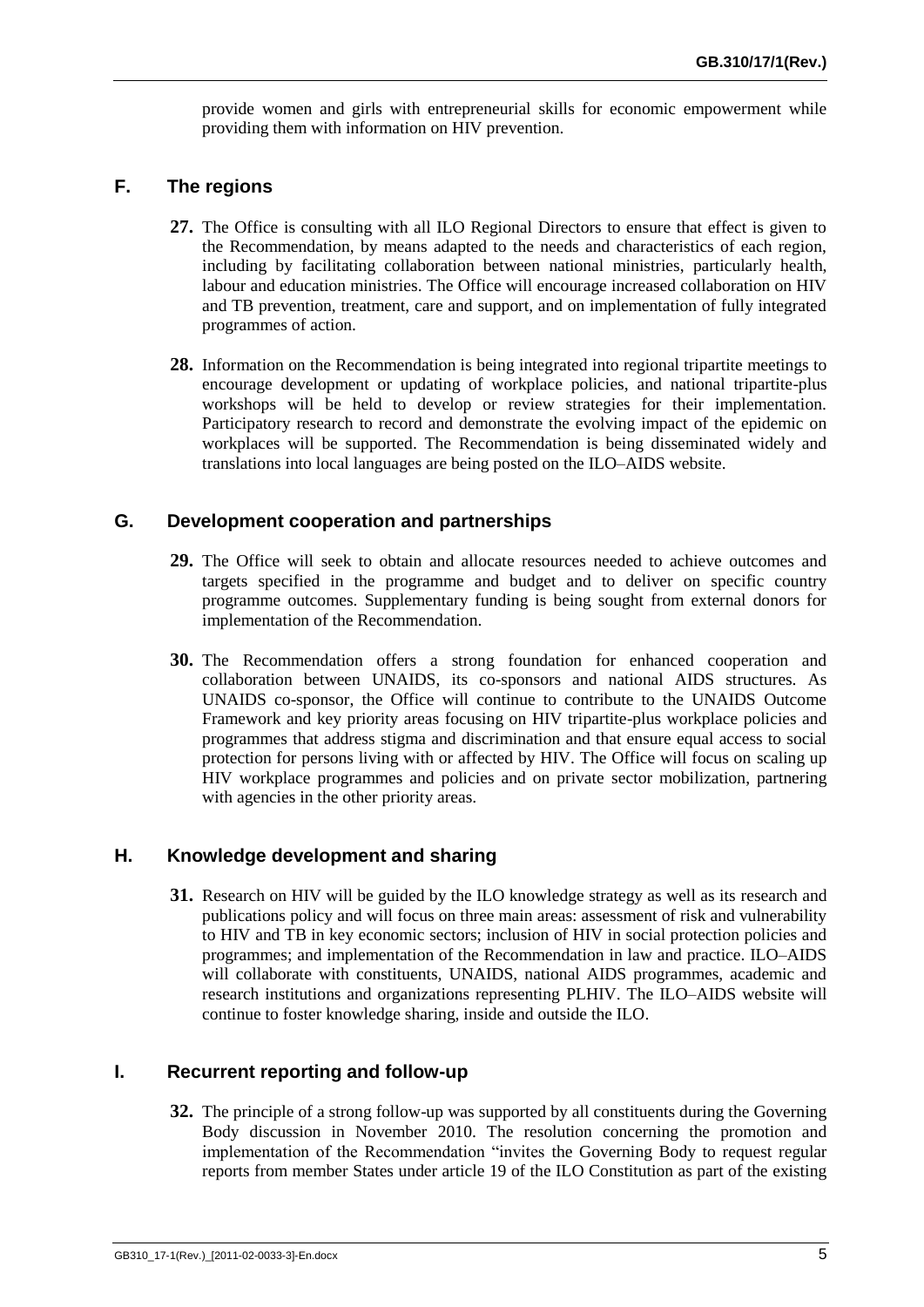provide women and girls with entrepreneurial skills for economic empowerment while providing them with information on HIV prevention.

## F. The regions

**27.** The Office is consulting with all ILO Regional Directors to ensure that effect is given to the Recommendation, by means adapted to the needs and characteristics of each region, including by facilitating collaboration between national ministries, particularly health, labour and education ministries. The Office will encourage increased collaboration on HIV and TB prevention, treatment, care and support, and on implementation of fully integrated programmes of action.

**28.** Information on the Recommendation is being integrated into regional tripartite meetings to encourage development or updating of workplace policies, and national tripartite-plus workshops will be held to develop or review strategies for their implementation. Participatory research to record and demonstrate the evolving impact of the epidemic on workplaces will be supported. The Recommendation is being disseminated widely and translations into local languages are being posted on the ILO–AIDS website.

## G. Development cooperation and partnerships

**29.** The Office will seek to obtain and allocate resources needed to achieve outcomes and targets specified in the programme and budget and to deliver on specific country programme outcomes. Supplementary funding is being sought from external donors for implementation of the Recommendation.

**30.** The Recommendation offers a strong foundation for enhanced cooperation and collaboration between UNAIDS, its co-sponsors and national AIDS structures. As UNAIDS co-sponsor, the Office will continue to contribute to the UNAIDS Outcome Framework and key priority areas focusing on HIV tripartite-plus workplace policies and programmes that address stigma and discrimination and that ensure equal access to social protection for persons living with or affected by HIV. The Office will focus on scaling up HIV workplace programmes and policies and on private sector mobilization, partnering with agencies in the other priority areas.

## H. Knowledge development and sharing

**31.** Research on HIV will be guided by the ILO knowledge strategy as well as its research and publications policy and will focus on three main areas: assessment of risk and vulnerability to HIV and TB in key economic sectors; inclusion of HIV in social protection policies and programmes; and implementation of the Recommendation in law and practice. ILO–AIDS will collaborate with constituents, UNAIDS, national AIDS programmes, academic and research institutions and organizations representing PLHIV. The ILO–AIDS website will continue to foster knowledge sharing, inside and outside the ILO.

## I. Recurrent reporting and follow-up

**32.** The principle of a strong follow-up was supported by all constituents during the Governing Body discussion in November 2010. The resolution concerning the promotion and implementation of the Recommendation "invites the Governing Body to request regular reports from member States under article 19 of the ILO Constitution as part of the existing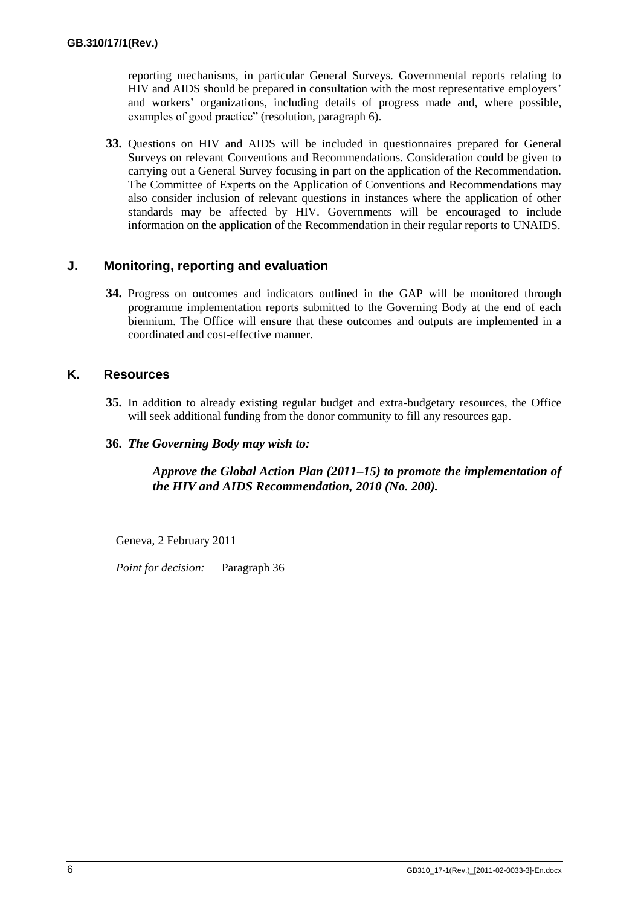reporting mechanisms, in particular General Surveys. Governmental reports relating to HIV and AIDS should be prepared in consultation with the most representative employers' and workers' organizations, including details of progress made and, where possible, examples of good practice" (resolution, paragraph 6).

**33.** Questions on HIV and AIDS will be included in questionnaires prepared for General Surveys on relevant Conventions and Recommendations. Consideration could be given to carrying out a General Survey focusing in part on the application of the Recommendation. The Committee of Experts on the Application of Conventions and Recommendations may also consider inclusion of relevant questions in instances where the application of other standards may be affected by HIV. Governments will be encouraged to include information on the application of the Recommendation in their regular reports to UNAIDS.

## J. Monitoring, reporting and evaluation

**34.** Progress on outcomes and indicators outlined in the GAP will be monitored through programme implementation reports submitted to the Governing Body at the end of each biennium. The Office will ensure that these outcomes and outputs are implemented in a coordinated and cost-effective manner.

## K. Resources

**35.** In addition to already existing regular budget and extra-budgetary resources, the Office will seek additional funding from the donor community to fill any resources gap.

**36.** ***The Governing Body may wish to:***

> ***Approve the Global Action Plan (2011–15) to promote the implementation of the HIV and AIDS Recommendation, 2010 (No. 200).***

Geneva, 2 February 2011

*Point for decision:* Paragraph 36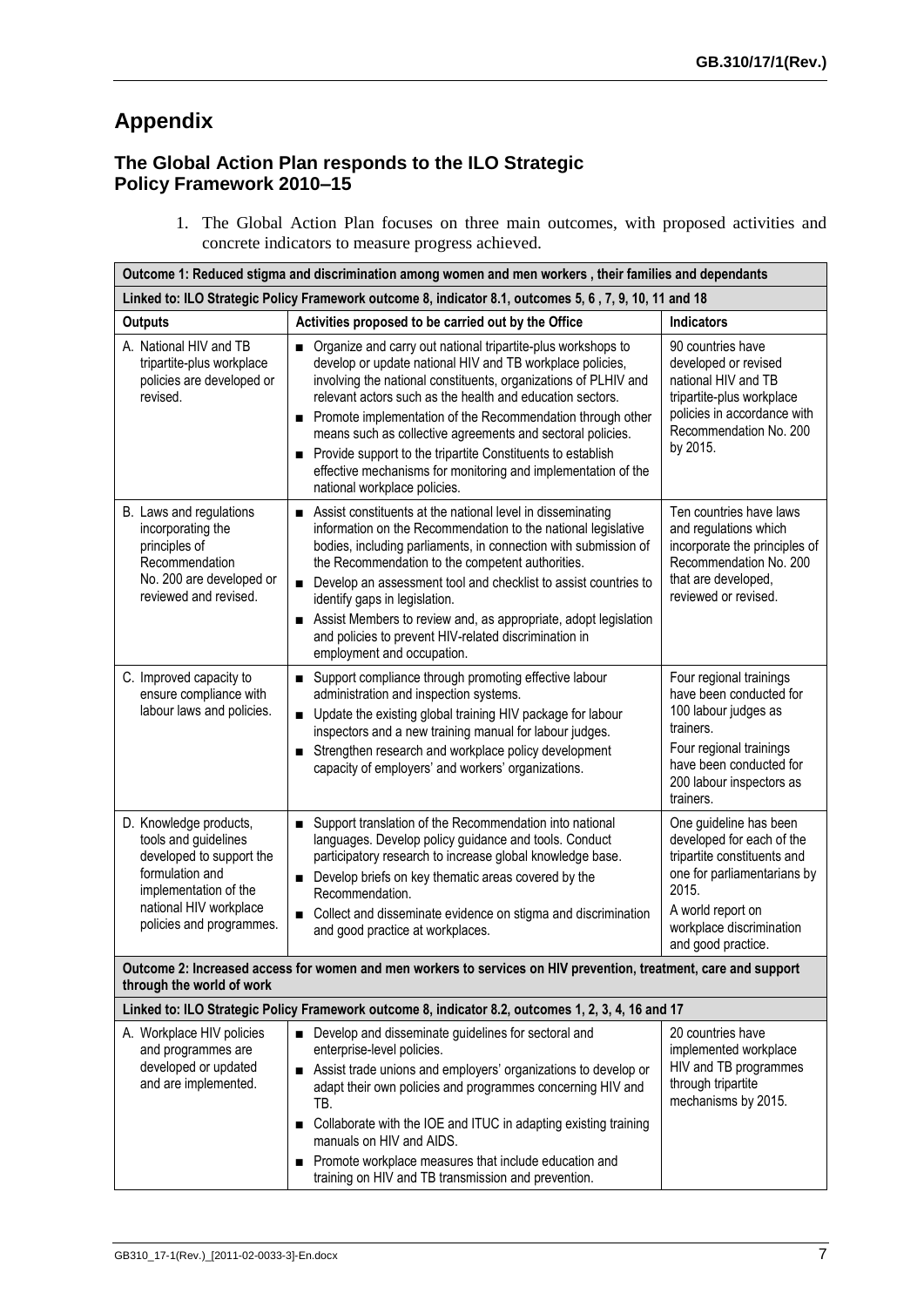# Appendix

### The Global Action Plan responds to the ILO Strategic Policy Framework 2010–15

1. The Global Action Plan focuses on three main outcomes, with proposed activities and concrete indicators to measure progress achieved.

| **Outcome 1: Reduced stigma and discrimination among women and men workers , their families and dependants** | | |
|---|---|---|
| **Linked to: ILO Strategic Policy Framework outcome 8, indicator 8.1, outcomes 5, 6 , 7, 9, 10, 11 and 18** | | |
| **Outputs** | **Activities proposed to be carried out by the Office** | **Indicators** |
| A. National HIV and TB tripartite-plus workplace policies are developed or revised. | ■ Organize and carry out national tripartite-plus workshops to develop or update national HIV and TB workplace policies, involving the national constituents, organizations of PLHIV and relevant actors such as the health and education sectors.<br>■ Promote implementation of the Recommendation through other means such as collective agreements and sectoral policies.<br>■ Provide support to the tripartite Constituents to establish effective mechanisms for monitoring and implementation of the national workplace policies. | 90 countries have developed or revised national HIV and TB tripartite-plus workplace policies in accordance with Recommendation No. 200 by 2015. |
| B. Laws and regulations incorporating the principles of Recommendation No. 200 are developed or reviewed and revised. | ■ Assist constituents at the national level in disseminating information on the Recommendation to the national legislative bodies, including parliaments, in connection with submission of the Recommendation to the competent authorities.<br>■ Develop an assessment tool and checklist to assist countries to identify gaps in legislation.<br>■ Assist Members to review and, as appropriate, adopt legislation and policies to prevent HIV-related discrimination in employment and occupation. | Ten countries have laws and regulations which incorporate the principles of Recommendation No. 200 that are developed, reviewed or revised. |
| C. Improved capacity to ensure compliance with labour laws and policies. | ■ Support compliance through promoting effective labour administration and inspection systems.<br>■ Update the existing global training HIV package for labour inspectors and a new training manual for labour judges.<br>■ Strengthen research and workplace policy development capacity of employers' and workers' organizations. | Four regional trainings have been conducted for 100 labour judges as trainers.<br>Four regional trainings have been conducted for 200 labour inspectors as trainers. |
| D. Knowledge products, tools and guidelines developed to support the formulation and implementation of the national HIV workplace policies and programmes. | ■ Support translation of the Recommendation into national languages. Develop policy guidance and tools. Conduct participatory research to increase global knowledge base.<br>■ Develop briefs on key thematic areas covered by the Recommendation.<br>■ Collect and disseminate evidence on stigma and discrimination and good practice at workplaces. | One guideline has been developed for each of the tripartite constituents and one for parliamentarians by 2015.<br>A world report on workplace discrimination and good practice. |
| **Outcome 2: Increased access for women and men workers to services on HIV prevention, treatment, care and support through the world of work** | | |
| **Linked to: ILO Strategic Policy Framework outcome 8, indicator 8.2, outcomes 1, 2, 3, 4, 16 and 17** | | |
| A. Workplace HIV policies and programmes are developed or updated and are implemented. | ■ Develop and disseminate guidelines for sectoral and enterprise-level policies.<br>■ Assist trade unions and employers' organizations to develop or adapt their own policies and programmes concerning HIV and TB.<br>■ Collaborate with the IOE and ITUC in adapting existing training manuals on HIV and AIDS.<br>■ Promote workplace measures that include education and training on HIV and TB transmission and prevention. | 20 countries have implemented workplace HIV and TB programmes through tripartite mechanisms by 2015. |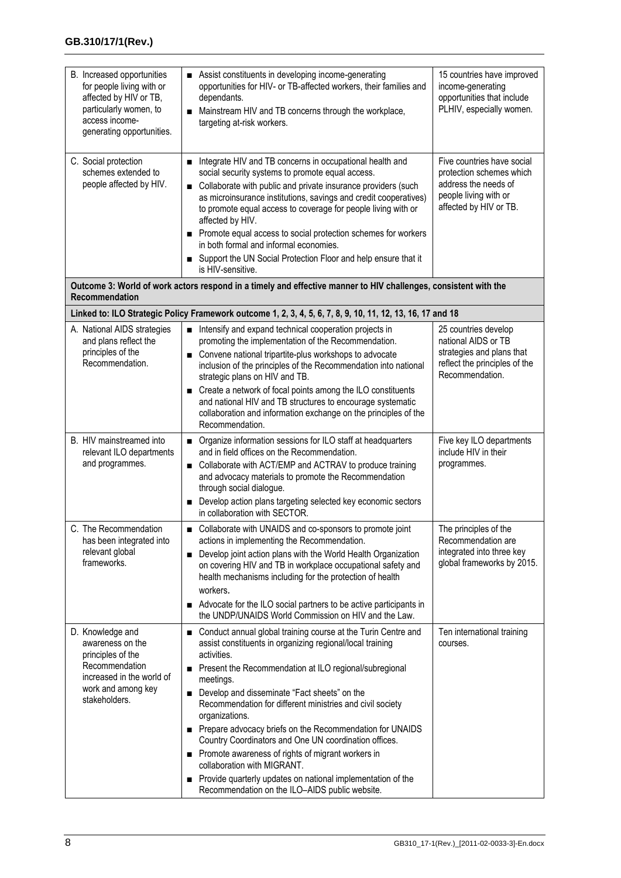| | | |
|---|---|---|
| B. Increased opportunities for people living with or affected by HIV or TB, particularly women, to access income-generating opportunities. | ■ Assist constituents in developing income-generating opportunities for HIV- or TB-affected workers, their families and dependants.<br>■ Mainstream HIV and TB concerns through the workplace, targeting at-risk workers. | 15 countries have improved income-generating opportunities that include PLHIV, especially women. |
| C. Social protection schemes extended to people affected by HIV. | ■ Integrate HIV and TB concerns in occupational health and social security systems to promote equal access.<br>■ Collaborate with public and private insurance providers (such as microinsurance institutions, savings and credit cooperatives) to promote equal access to coverage for people living with or affected by HIV.<br>■ Promote equal access to social protection schemes for workers in both formal and informal economies.<br>■ Support the UN Social Protection Floor and help ensure that it is HIV-sensitive. | Five countries have social protection schemes which address the needs of people living with or affected by HIV or TB. |
| **Outcome 3: World of work actors respond in a timely and effective manner to HIV challenges, consistent with the Recommendation** | | |
| **Linked to: ILO Strategic Policy Framework outcome 1, 2, 3, 4, 5, 6, 7, 8, 9, 10, 11, 12, 13, 16, 17 and 18** | | |
| A. National AIDS strategies and plans reflect the principles of the Recommendation. | ■ Intensify and expand technical cooperation projects in promoting the implementation of the Recommendation.<br>■ Convene national tripartite-plus workshops to advocate inclusion of the principles of the Recommendation into national strategic plans on HIV and TB.<br>■ Create a network of focal points among the ILO constituents and national HIV and TB structures to encourage systematic collaboration and information exchange on the principles of the Recommendation. | 25 countries develop national AIDS or TB strategies and plans that reflect the principles of the Recommendation. |
| B. HIV mainstreamed into relevant ILO departments and programmes. | ■ Organize information sessions for ILO staff at headquarters and in field offices on the Recommendation.<br>■ Collaborate with ACT/EMP and ACTRAV to produce training and advocacy materials to promote the Recommendation through social dialogue.<br>■ Develop action plans targeting selected key economic sectors in collaboration with SECTOR. | Five key ILO departments include HIV in their programmes. |
| C. The Recommendation has been integrated into relevant global frameworks. | ■ Collaborate with UNAIDS and co-sponsors to promote joint actions in implementing the Recommendation.<br>■ Develop joint action plans with the World Health Organization on covering HIV and TB in workplace occupational safety and health mechanisms including for the protection of health workers.<br>■ Advocate for the ILO social partners to be active participants in the UNDP/UNAIDS World Commission on HIV and the Law. | The principles of the Recommendation are integrated into three key global frameworks by 2015. |
| D. Knowledge and awareness on the principles of the Recommendation increased in the world of work and among key stakeholders. | ■ Conduct annual global training course at the Turin Centre and assist constituents in organizing regional/local training activities.<br>■ Present the Recommendation at ILO regional/subregional meetings.<br>■ Develop and disseminate "Fact sheets" on the Recommendation for different ministries and civil society organizations.<br>■ Prepare advocacy briefs on the Recommendation for UNAIDS Country Coordinators and One UN coordination offices.<br>■ Promote awareness of rights of migrant workers in collaboration with MIGRANT.<br>■ Provide quarterly updates on national implementation of the Recommendation on the ILO–AIDS public website. | Ten international training courses. |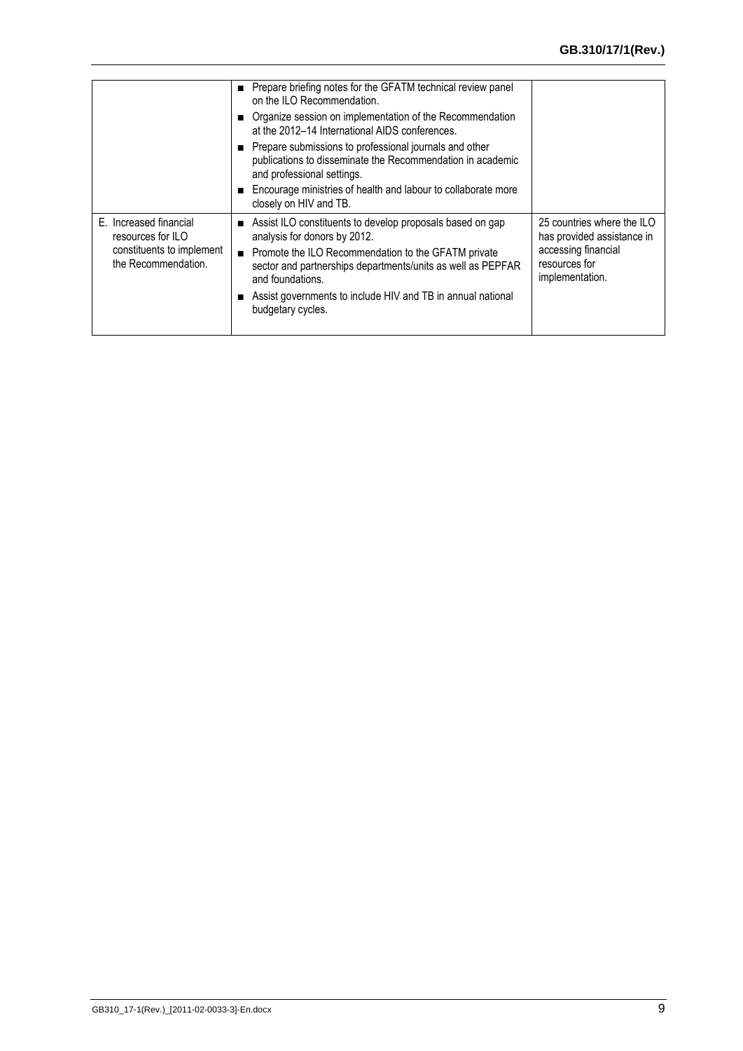| | | |
|---|---|---|
| | ■ Prepare briefing notes for the GFATM technical review panel on the ILO Recommendation.<br>■ Organize session on implementation of the Recommendation at the 2012–14 International AIDS conferences.<br>■ Prepare submissions to professional journals and other publications to disseminate the Recommendation in academic and professional settings.<br>■ Encourage ministries of health and labour to collaborate more closely on HIV and TB. | |
| E. Increased financial resources for ILO constituents to implement the Recommendation. | ■ Assist ILO constituents to develop proposals based on gap analysis for donors by 2012.<br>■ Promote the ILO Recommendation to the GFATM private sector and partnerships departments/units as well as PEPFAR and foundations.<br>■ Assist governments to include HIV and TB in annual national budgetary cycles. | 25 countries where the ILO has provided assistance in accessing financial resources for implementation. |